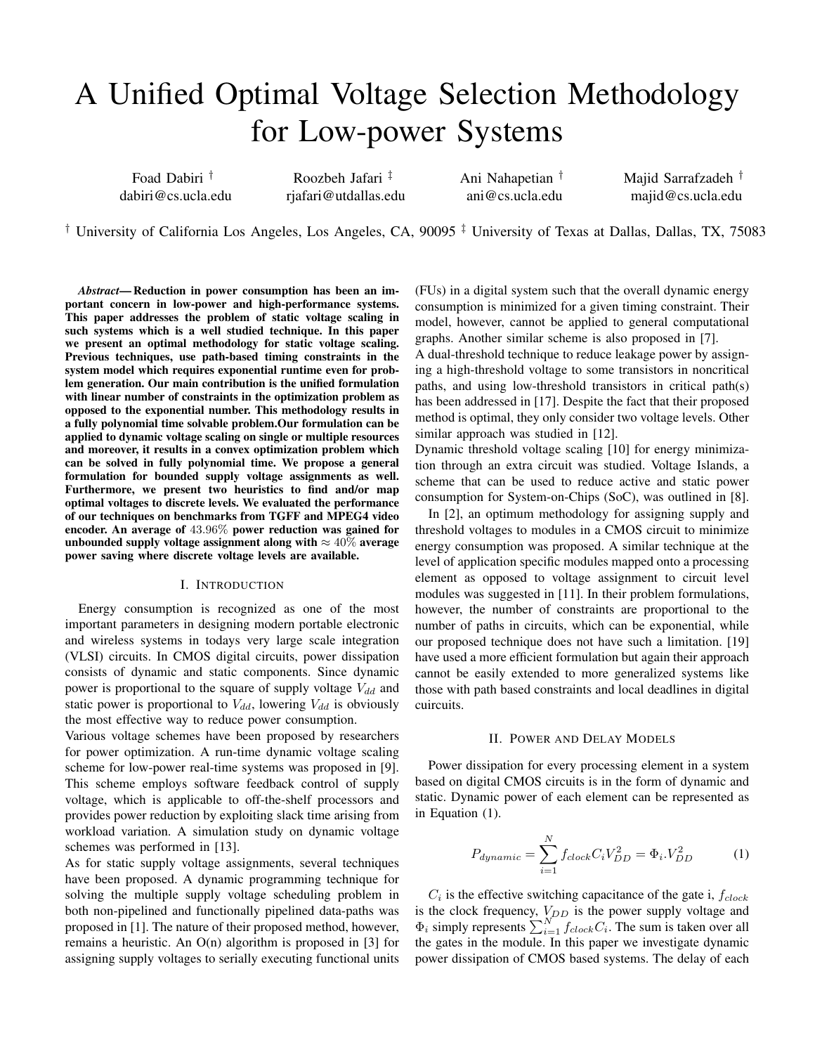# A Unified Optimal Voltage Selection Methodology for Low-power Systems

Foad Dabiri [†] dabiri@cs.ucla.edu

Roozbeh Jafari [‡] rjafari@utdallas.edu

Ani Nahapetian [†] ani@cs.ucla.edu

Majid Sarrafzadeh [†] majid@cs.ucla.edu

[†] University of California Los Angeles, Los Angeles, CA, 90095 [‡] University of Texas at Dallas, Dallas, TX, 75083

***Abstract*— Reduction in power consumption has been an important concern in low-power and high-performance systems. This paper addresses the problem of static voltage scaling in such systems which is a well studied technique. In this paper we present an optimal methodology for static voltage scaling. Previous techniques, use path-based timing constraints in the system model which requires exponential runtime even for problem generation. Our main contribution is the unified formulation with linear number of constraints in the optimization problem as opposed to the exponential number. This methodology results in a fully polynomial time solvable problem.Our formulation can be applied to dynamic voltage scaling on single or multiple resources and moreover, it results in a convex optimization problem which can be solved in fully polynomial time. We propose a general formulation for bounded supply voltage assignments as well. Furthermore, we present two heuristics to find and/or map optimal voltages to discrete levels. We evaluated the performance of our techniques on benchmarks from TGFF and MPEG4 video encoder. An average of $43.96\%$ power reduction was gained for unbounded supply voltage assignment along with $\approx 40\%$ average power saving where discrete voltage levels are available.**

## I. Introduction

Energy consumption is recognized as one of the most important parameters in designing modern portable electronic and wireless systems in todays very large scale integration (VLSI) circuits. In CMOS digital circuits, power dissipation consists of dynamic and static components. Since dynamic power is proportional to the square of supply voltage $V_{dd}$ and static power is proportional to $V_{dd}$, lowering $V_{dd}$ is obviously the most effective way to reduce power consumption.

Various voltage schemes have been proposed by researchers for power optimization. A run-time dynamic voltage scaling scheme for low-power real-time systems was proposed in [9]. This scheme employs software feedback control of supply voltage, which is applicable to off-the-shelf processors and provides power reduction by exploiting slack time arising from workload variation. A simulation study on dynamic voltage schemes was performed in [13].

As for static supply voltage assignments, several techniques have been proposed. A dynamic programming technique for solving the multiple supply voltage scheduling problem in both non-pipelined and functionally pipelined data-paths was proposed in [1]. The nature of their proposed method, however, remains a heuristic. An O(n) algorithm is proposed in [3] for assigning supply voltages to serially executing functional units (FUs) in a digital system such that the overall dynamic energy consumption is minimized for a given timing constraint. Their model, however, cannot be applied to general computational graphs. Another similar scheme is also proposed in [7].

A dual-threshold technique to reduce leakage power by assigning a high-threshold voltage to some transistors in noncritical paths, and using low-threshold transistors in critical path(s) has been addressed in [17]. Despite the fact that their proposed method is optimal, they only consider two voltage levels. Other similar approach was studied in [12].

Dynamic threshold voltage scaling [10] for energy minimization through an extra circuit was studied. Voltage Islands, a scheme that can be used to reduce active and static power consumption for System-on-Chips (SoC), was outlined in [8].

In [2], an optimum methodology for assigning supply and threshold voltages to modules in a CMOS circuit to minimize energy consumption was proposed. A similar technique at the level of application specific modules mapped onto a processing element as opposed to voltage assignment to circuit level modules was suggested in [11]. In their problem formulations, however, the number of constraints are proportional to the number of paths in circuits, which can be exponential, while our proposed technique does not have such a limitation. [19] have used a more efficient formulation but again their approach cannot be easily extended to more generalized systems like those with path based constraints and local deadlines in digital cuircuits.

## II. Power and Delay Models

Power dissipation for every processing element in a system based on digital CMOS circuits is in the form of dynamic and static. Dynamic power of each element can be represented as in Equation (1).

$$P_{dynamic} = \sum_{i=1}^{N} f_{clock} C_i V_{DD}^2 = \Phi_i . V_{DD}^2 \tag{1}$$

$C_i$ is the effective switching capacitance of the gate i, $f_{clock}$ is the clock frequency, $V_{DD}$ is the power supply voltage and $\Phi_i$ simply represents $\sum_{i=1}^{N} f_{clock} C_i$. The sum is taken over all the gates in the module. In this paper we investigate dynamic power dissipation of CMOS based systems. The delay of each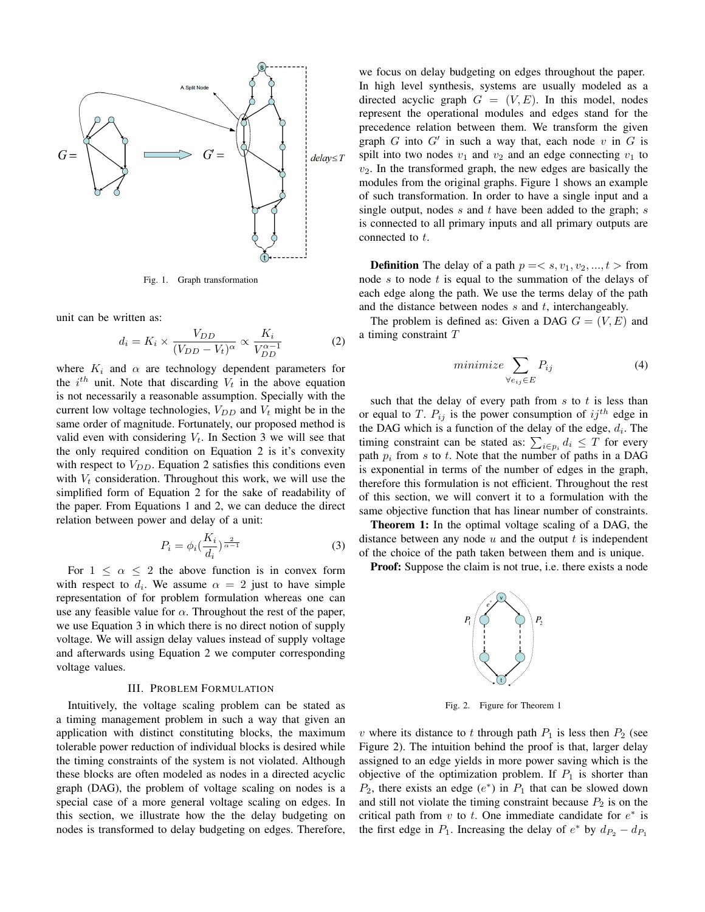Fig. 1. Graph transformation

unit can be written as:

$$d_i = K_i \times \frac{V_{DD}}{(V_{DD} - V_t)^{\alpha}} \propto \frac{K_i}{V_{DD}^{\alpha-1}} \tag{2}$$

where $K_i$ and $\alpha$ are technology dependent parameters for the $i^{th}$ unit. Note that discarding $V_t$ in the above equation is not necessarily a reasonable assumption. Specially with the current low voltage technologies, $V_{DD}$ and $V_t$ might be in the same order of magnitude. Fortunately, our proposed method is valid even with considering $V_t$. In Section 3 we will see that the only required condition on Equation 2 is it's convexity with respect to $V_{DD}$. Equation 2 satisfies this conditions even with $V_t$ consideration. Throughout this work, we will use the simplified form of Equation 2 for the sake of readability of the paper. From Equations 1 and 2, we can deduce the direct relation between power and delay of a unit:

$$P_i = \phi_i \left(\frac{K_i}{d_i}\right)^{\frac{2}{\alpha-1}} \tag{3}$$

For $1 \leq \alpha \leq 2$ the above function is in convex form with respect to $d_i$. We assume $\alpha = 2$ just to have simple representation of for problem formulation whereas one can use any feasible value for $\alpha$. Throughout the rest of the paper, we use Equation 3 in which there is no direct notion of supply voltage. We will assign delay values instead of supply voltage and afterwards using Equation 2 we computer corresponding voltage values.

## III. Problem Formulation

Intuitively, the voltage scaling problem can be stated as a timing management problem in such a way that given an application with distinct constituting blocks, the maximum tolerable power reduction of individual blocks is desired while the timing constraints of the system is not violated. Although these blocks are often modeled as nodes in a directed acyclic graph (DAG), the problem of voltage scaling on nodes is a special case of a more general voltage scaling on edges. In this section, we illustrate how the the delay budgeting on nodes is transformed to delay budgeting on edges. Therefore, we focus on delay budgeting on edges throughout the paper. In high level synthesis, systems are usually modeled as a directed acyclic graph $G = (V, E)$. In this model, nodes represent the operational modules and edges stand for the precedence relation between them. We transform the given graph $G$ into $G'$ in such a way that, each node $v$ in $G$ is spilt into two nodes $v_1$ and $v_2$ and an edge connecting $v_1$ to $v_2$. In the transformed graph, the new edges are basically the modules from the original graphs. Figure 1 shows an example of such transformation. In order to have a single input and a single output, nodes $s$ and $t$ have been added to the graph; $s$ is connected to all primary inputs and all primary outputs are connected to $t$.

**Definition** The delay of a path $p =< s, v_1, v_2, ..., t >$ from node $s$ to node $t$ is equal to the summation of the delays of each edge along the path. We use the terms delay of the path and the distance between nodes $s$ and $t$, interchangeably.

The problem is defined as: Given a DAG $G = (V, E)$ and a timing constraint $T$

$$minimize \sum_{\forall e_{ij} \in E} P_{ij} \tag{4}$$

such that the delay of every path from $s$ to $t$ is less than or equal to $T$. $P_{ij}$ is the power consumption of $ij^{th}$ edge in the DAG which is a function of the delay of the edge, $d_i$. The timing constraint can be stated as: $\sum_{i \in p_i} d_i \leq T$ for every path $p_i$ from $s$ to $t$. Note that the number of paths in a DAG is exponential in terms of the number of edges in the graph, therefore this formulation is not efficient. Throughout the rest of this section, we will convert it to a formulation with the same objective function that has linear number of constraints.

**Theorem 1:** In the optimal voltage scaling of a DAG, the distance between any node $u$ and the output $t$ is independent of the choice of the path taken between them and is unique.

**Proof:** Suppose the claim is not true, i.e. there exists a node $v$ where its distance to $t$ through path $P_1$ is less then $P_2$ (see Figure 2). The intuition behind the proof is that, larger delay assigned to an edge yields in more power saving which is the objective of the optimization problem. If $P_1$ is shorter than $P_2$, there exists an edge ($e^*$) in $P_1$ that can be slowed down and still not violate the timing constraint because $P_2$ is on the critical path from $v$ to $t$. One immediate candidate for $e^*$ is the first edge in $P_1$. Increasing the delay of $e^*$ by $d_{P_2} - d_{P_1}$

Fig. 2. Figure for Theorem 1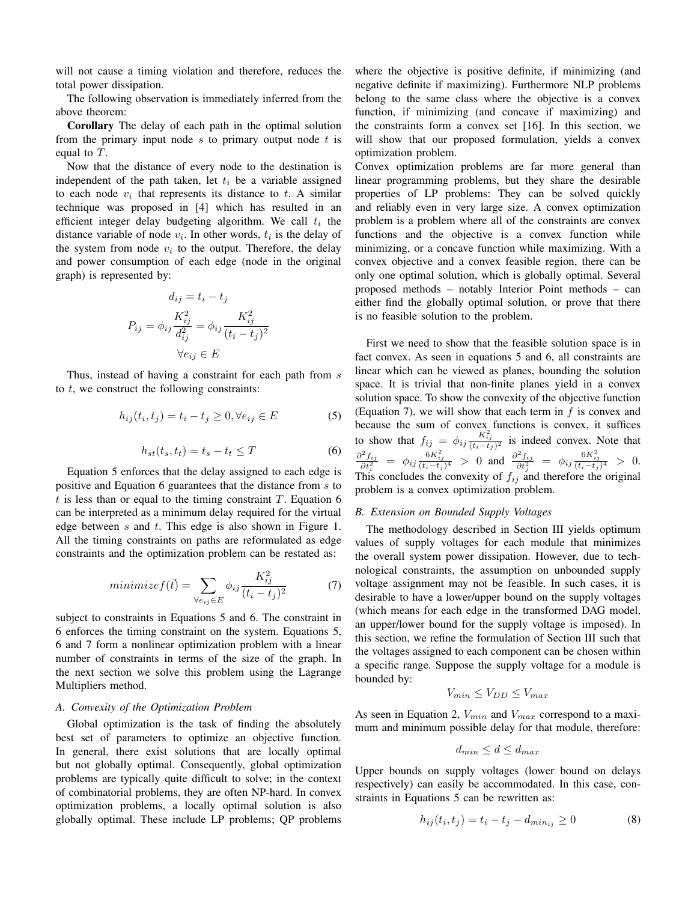will not cause a timing violation and therefore, reduces the total power dissipation.

The following observation is immediately inferred from the above theorem:

**Corollary** The delay of each path in the optimal solution from the primary input node $s$ to primary output node $t$ is equal to $T$.

Now that the distance of every node to the destination is independent of the path taken, let $t_i$ be a variable assigned to each node $v_i$ that represents its distance to $t$. A similar technique was proposed in [4] which has resulted in an efficient integer delay budgeting algorithm. We call $t_i$ the distance variable of node $v_i$. In other words, $t_i$ is the delay of the system from node $v_i$ to the output. Therefore, the delay and power consumption of each edge (node in the original graph) is represented by:

$$d_{ij} = t_i - t_j$$

$$P_{ij} = \phi_{ij}\frac{K_{ij}^2}{d_{ij}^2} = \phi_{ij}\frac{K_{ij}^2}{(t_i - t_j)^2}$$

$$\forall e_{ij} \in E$$

Thus, instead of having a constraint for each path from $s$ to $t$, we construct the following constraints:

$$h_{ij}(t_i, t_j) = t_i - t_j \geq 0, \forall e_{ij} \in E \tag{5}$$

$$h_{st}(t_s, t_t) = t_s - t_t \leq T \tag{6}$$

Equation 5 enforces that the delay assigned to each edge is positive and Equation 6 guarantees that the distance from $s$ to $t$ is less than or equal to the timing constraint $T$. Equation 6 can be interpreted as a minimum delay required for the virtual edge between $s$ and $t$. This edge is also shown in Figure 1. All the timing constraints on paths are reformulated as edge constraints and the optimization problem can be restated as:

$$minimize f(\vec{t}) = \sum_{\forall e_{ij} \in E} \phi_{ij}\frac{K_{ij}^2}{(t_i - t_j)^2} \tag{7}$$

subject to constraints in Equations 5 and 6. The constraint in 6 enforces the timing constraint on the system. Equations 5, 6 and 7 form a nonlinear optimization problem with a linear number of constraints in terms of the size of the graph. In the next section we solve this problem using the Lagrange Multipliers method.

### A. Convexity of the Optimization Problem

Global optimization is the task of finding the absolutely best set of parameters to optimize an objective function. In general, there exist solutions that are locally optimal but not globally optimal. Consequently, global optimization problems are typically quite difficult to solve; in the context of combinatorial problems, they are often NP-hard. In convex optimization problems, a locally optimal solution is also globally optimal. These include LP problems; QP problems where the objective is positive definite, if minimizing (and negative definite if maximizing). Furthermore NLP problems belong to the same class where the objective is a convex function, if minimizing (and concave if maximizing) and the constraints form a convex set [16]. In this section, we will show that our proposed formulation, yields a convex optimization problem.

Convex optimization problems are far more general than linear programming problems, but they share the desirable properties of LP problems: They can be solved quickly and reliably even in very large size. A convex optimization problem is a problem where all of the constraints are convex functions and the objective is a convex function while minimizing, or a concave function while maximizing. With a convex objective and a convex feasible region, there can be only one optimal solution, which is globally optimal. Several proposed methods – notably Interior Point methods – can either find the globally optimal solution, or prove that there is no feasible solution to the problem.

First we need to show that the feasible solution space is in fact convex. As seen in equations 5 and 6, all constraints are linear which can be viewed as planes, bounding the solution space. It is trivial that non-finite planes yield in a convex solution space. To show the convexity of the objective function (Equation 7), we will show that each term in $f$ is convex and because the sum of convex functions is convex, it suffices to show that $f_{ij} = \phi_{ij}\frac{K_{ij}^2}{(t_i - t_j)^2}$ is indeed convex. Note that $\frac{\partial^2 f_{ij}}{\partial t_i^2} = \phi_{ij}\frac{6K_{ij}^2}{(t_i - t_j)^4} > 0$ and $\frac{\partial^2 f_{ij}}{\partial t_j^2} = \phi_{ij}\frac{6K_{ij}^2}{(t_i - t_j)^4} > 0$. This concludes the convexity of $f_{ij}$ and therefore the original problem is a convex optimization problem.

### B. Extension on Bounded Supply Voltages

The methodology described in Section III yields optimum values of supply voltages for each module that minimizes the overall system power dissipation. However, due to technological constraints, the assumption on unbounded supply voltage assignment may not be feasible. In such cases, it is desirable to have a lower/upper bound on the supply voltages (which means for each edge in the transformed DAG model, an upper/lower bound for the supply voltage is imposed). In this section, we refine the formulation of Section III such that the voltages assigned to each component can be chosen within a specific range. Suppose the supply voltage for a module is bounded by:

$$V_{min} \leq V_{DD} \leq V_{max}$$

As seen in Equation 2, $V_{min}$ and $V_{max}$ correspond to a maximum and minimum possible delay for that module, therefore:

$$d_{min} \leq d \leq d_{max}$$

Upper bounds on supply voltages (lower bound on delays respectively) can easily be accommodated. In this case, constraints in Equations 5 can be rewritten as:

$$h_{ij}(t_i, t_j) = t_i - t_j - d_{min_{ij}} \geq 0 \tag{8}$$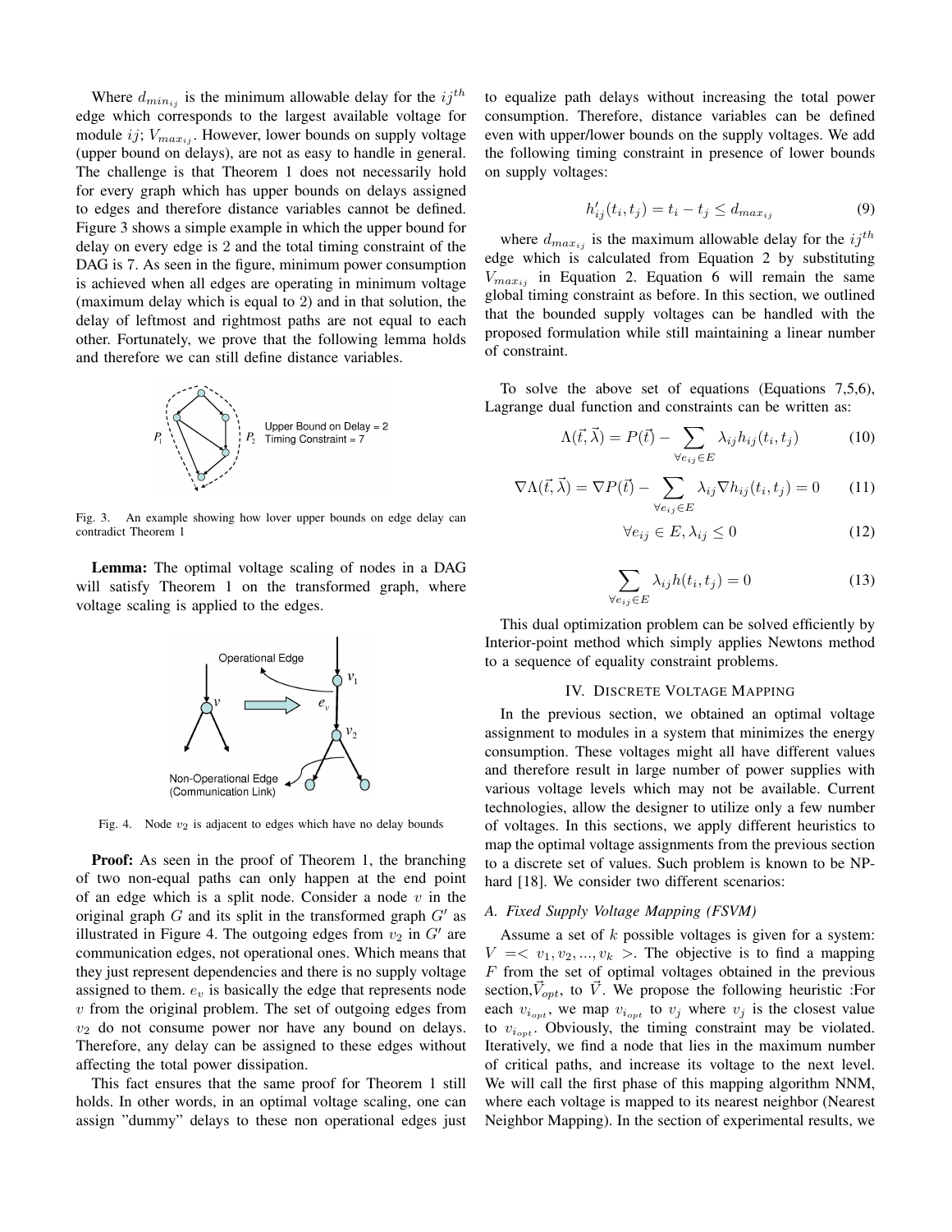Where $d_{min_{ij}}$ is the minimum allowable delay for the $ij^{th}$ edge which corresponds to the largest available voltage for module $ij$; $V_{max_{ij}}$. However, lower bounds on supply voltage (upper bound on delays), are not as easy to handle in general. The challenge is that Theorem 1 does not necessarily hold for every graph which has upper bounds on delays assigned to edges and therefore distance variables cannot be defined. Figure 3 shows a simple example in which the upper bound for delay on every edge is 2 and the total timing constraint of the DAG is 7. As seen in the figure, minimum power consumption is achieved when all edges are operating in minimum voltage (maximum delay which is equal to 2) and in that solution, the delay of leftmost and rightmost paths are not equal to each other. Fortunately, we prove that the following lemma holds and therefore we can still define distance variables.

Fig. 3. An example showing how lover upper bounds on edge delay can contradict Theorem 1

**Lemma:** The optimal voltage scaling of nodes in a DAG will satisfy Theorem 1 on the transformed graph, where voltage scaling is applied to the edges.

Fig. 4. Node $v_2$ is adjacent to edges which have no delay bounds

**Proof:** As seen in the proof of Theorem 1, the branching of two non-equal paths can only happen at the end point of an edge which is a split node. Consider a node $v$ in the original graph $G$ and its split in the transformed graph $G'$ as illustrated in Figure 4. The outgoing edges from $v_2$ in $G'$ are communication edges, not operational ones. Which means that they just represent dependencies and there is no supply voltage assigned to them. $e_v$ is basically the edge that represents node $v$ from the original problem. The set of outgoing edges from $v_2$ do not consume power nor have any bound on delays. Therefore, any delay can be assigned to these edges without affecting the total power dissipation.

This fact ensures that the same proof for Theorem 1 still holds. In other words, in an optimal voltage scaling, one can assign "dummy" delays to these non operational edges just to equalize path delays without increasing the total power consumption. Therefore, distance variables can be defined even with upper/lower bounds on the supply voltages. We add the following timing constraint in presence of lower bounds on supply voltages:

$$h'_{ij}(t_i, t_j) = t_i - t_j \leq d_{max_{ij}} \tag{9}$$

where $d_{max_{ij}}$ is the maximum allowable delay for the $ij^{th}$ edge which is calculated from Equation 2 by substituting $V_{max_{ij}}$ in Equation 2. Equation 6 will remain the same global timing constraint as before. In this section, we outlined that the bounded supply voltages can be handled with the proposed formulation while still maintaining a linear number of constraint.

To solve the above set of equations (Equations 7,5,6), Lagrange dual function and constraints can be written as:

$$\Lambda(\vec{t}, \vec{\lambda}) = P(\vec{t}) - \sum_{\forall e_{ij} \in E} \lambda_{ij} h_{ij}(t_i, t_j) \tag{10}$$

$$\nabla\Lambda(\vec{t}, \vec{\lambda}) = \nabla P(\vec{t}) - \sum_{\forall e_{ij} \in E} \lambda_{ij} \nabla h_{ij}(t_i, t_j) = 0 \tag{11}$$

$$\forall e_{ij} \in E, \lambda_{ij} \leq 0 \tag{12}$$

$$\sum_{\forall e_{ij} \in E} \lambda_{ij} h(t_i, t_j) = 0 \tag{13}$$

This dual optimization problem can be solved efficiently by Interior-point method which simply applies Newtons method to a sequence of equality constraint problems.

## IV. Discrete Voltage Mapping

In the previous section, we obtained an optimal voltage assignment to modules in a system that minimizes the energy consumption. These voltages might all have different values and therefore result in large number of power supplies with various voltage levels which may not be available. Current technologies, allow the designer to utilize only a few number of voltages. In this sections, we apply different heuristics to map the optimal voltage assignments from the previous section to a discrete set of values. Such problem is known to be NP-hard [18]. We consider two different scenarios:

### A. Fixed Supply Voltage Mapping (FSVM)

Assume a set of $k$ possible voltages is given for a system: $V = < v_1, v_2, ..., v_k >$. The objective is to find a mapping $F$ from the set of optimal voltages obtained in the previous section, $\vec{V}_{opt}$, to $\vec{V}$. We propose the following heuristic :For each $v_{i_{opt}}$, we map $v_{i_{opt}}$ to $v_j$ where $v_j$ is the closest value to $v_{i_{opt}}$. Obviously, the timing constraint may be violated. Iteratively, we find a node that lies in the maximum number of critical paths, and increase its voltage to the next level. We will call the first phase of this mapping algorithm NNM, where each voltage is mapped to its nearest neighbor (Nearest Neighbor Mapping). In the section of experimental results, we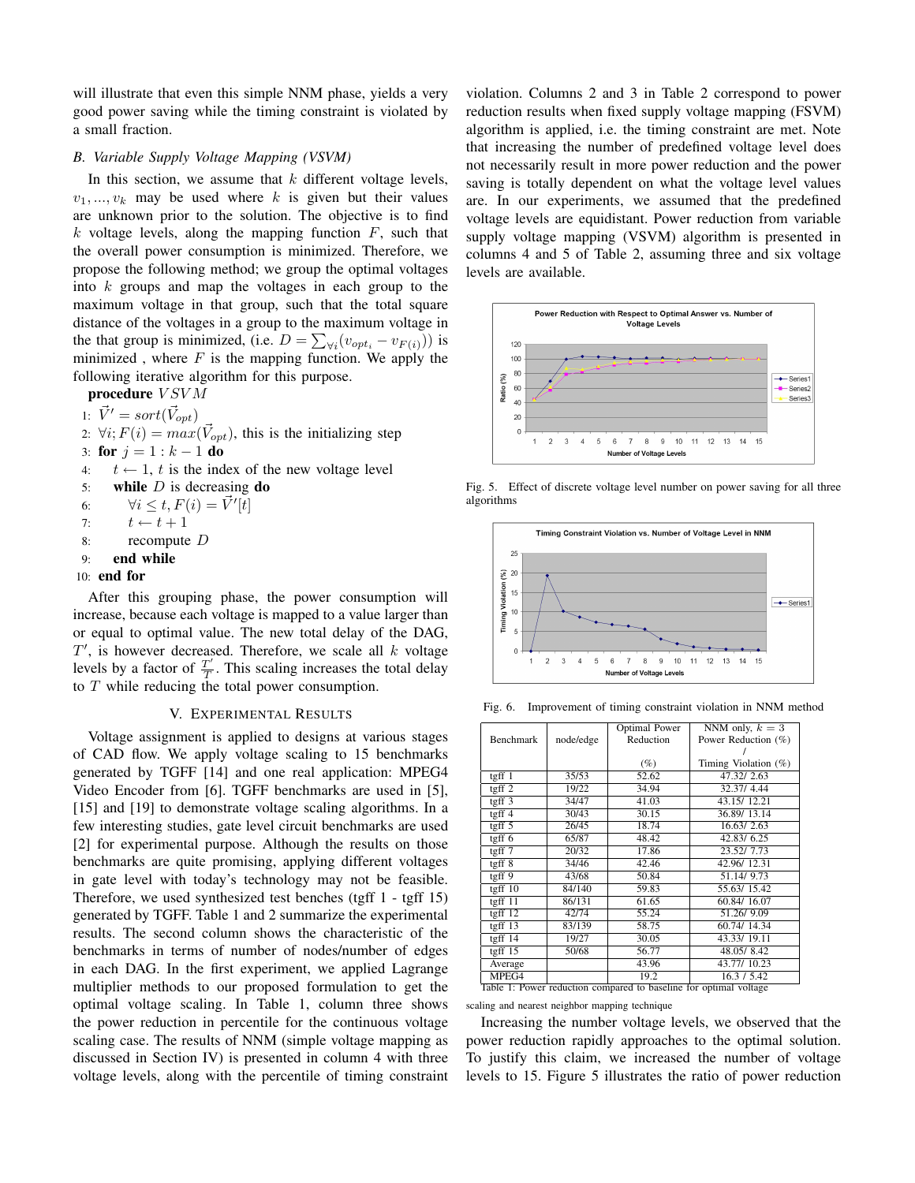will illustrate that even this simple NNM phase, yields a very good power saving while the timing constraint is violated by a small fraction.

### B. Variable Supply Voltage Mapping (VSVM)

In this section, we assume that $k$ different voltage levels, $v_1, ..., v_k$ may be used where $k$ is given but their values are unknown prior to the solution. The objective is to find $k$ voltage levels, along the mapping function $F$, such that the overall power consumption is minimized. Therefore, we propose the following method; we group the optimal voltages into $k$ groups and map the voltages in each group to the maximum voltage in that group, such that the total square distance of the voltages in a group to the maximum voltage in the that group is minimized, (i.e. $D = \sum_{\forall i}(v_{opt_i} - v_{F(i)})$) is minimized , where $F$ is the mapping function. We apply the following iterative algorithm for this purpose.

**procedure** $VSVM$

1: $\vec{V}' = sort(\vec{V}_{opt})$
2: $\forall i; F(i) = max(\vec{V}_{opt})$, this is the initializing step
3: **for** $j = 1 : k - 1$ **do**
4: $\quad t \leftarrow 1$, $t$ is the index of the new voltage level
5: $\quad$ **while** $D$ is decreasing **do**
6: $\quad\quad \forall i \leq t, F(i) = \vec{V}'[t]$
7: $\quad\quad t \leftarrow t + 1$
8: $\quad\quad$ recompute $D$
9: $\quad$ **end while**
10: **end for**

After this grouping phase, the power consumption will increase, because each voltage is mapped to a value larger than or equal to optimal value. The new total delay of the DAG, $T'$, is however decreased. Therefore, we scale all $k$ voltage levels by a factor of $\frac{T'}{T}$. This scaling increases the total delay to $T$ while reducing the total power consumption.

## V. Experimental Results

Voltage assignment is applied to designs at various stages of CAD flow. We apply voltage scaling to 15 benchmarks generated by TGFF [14] and one real application: MPEG4 Video Encoder from [6]. TGFF benchmarks are used in [5], [15] and [19] to demonstrate voltage scaling algorithms. In a few interesting studies, gate level circuit benchmarks are used [2] for experimental purpose. Although the results on those benchmarks are quite promising, applying different voltages in gate level with today's technology may not be feasible. Therefore, we used synthesized test benches (tgff 1 - tgff 15) generated by TGFF. Table 1 and 2 summarize the experimental results. The second column shows the characteristic of the benchmarks in terms of number of nodes/number of edges in each DAG. In the first experiment, we applied Lagrange multiplier methods to our proposed formulation to get the optimal voltage scaling. In Table 1, column three shows the power reduction in percentile for the continuous voltage scaling case. The results of NNM (simple voltage mapping as discussed in Section IV) is presented in column 4 with three voltage levels, along with the percentile of timing constraint violation. Columns 2 and 3 in Table 2 correspond to power reduction results when fixed supply voltage mapping (FSVM) algorithm is applied, i.e. the timing constraint are met. Note that increasing the number of predefined voltage level does not necessarily result in more power reduction and the power saving is totally dependent on what the voltage level values are. In our experiments, we assumed that the predefined voltage levels are equidistant. Power reduction from variable supply voltage mapping (VSVM) algorithm is presented in columns 4 and 5 of Table 2, assuming three and six voltage levels are available.

Fig. 5. Effect of discrete voltage level number on power saving for all three algorithms

Fig. 6. Improvement of timing constraint violation in NNM method

| Benchmark | node/edge | Optimal Power Reduction (%) | NNM only, $k = 3$ Power Reduction (%) / Timing Violation (%) |
|---|---|---|---|
| tgff 1 | 35/53 | 52.62 | 47.32/ 2.63 |
| tgff 2 | 19/22 | 34.94 | 32.37/ 4.44 |
| tgff 3 | 34/47 | 41.03 | 43.15/ 12.21 |
| tgff 4 | 30/43 | 30.15 | 36.89/ 13.14 |
| tgff 5 | 26/45 | 18.74 | 16.63/ 2.63 |
| tgff 6 | 65/87 | 48.42 | 42.83/ 6.25 |
| tgff 7 | 20/32 | 17.86 | 23.52/ 7.73 |
| tgff 8 | 34/46 | 42.46 | 42.96/ 12.31 |
| tgff 9 | 43/68 | 50.84 | 51.14/ 9.73 |
| tgff 10 | 84/140 | 59.83 | 55.63/ 15.42 |
| tgff 11 | 86/131 | 61.65 | 60.84/ 16.07 |
| tgff 12 | 42/74 | 55.24 | 51.26/ 9.09 |
| tgff 13 | 83/139 | 58.75 | 60.74/ 14.34 |
| tgff 14 | 19/27 | 30.05 | 43.33/ 19.11 |
| tgff 15 | 50/68 | 56.77 | 48.05/ 8.42 |
| Average | | 43.96 | 43.77/ 10.23 |
| MPEG4 | | 19.2 | 16.3 / 5.42 |

Table 1: Power reduction compared to baseline for optimal voltage scaling and nearest neighbor mapping technique

Increasing the number voltage levels, we observed that the power reduction rapidly approaches to the optimal solution. To justify this claim, we increased the number of voltage levels to 15. Figure 5 illustrates the ratio of power reduction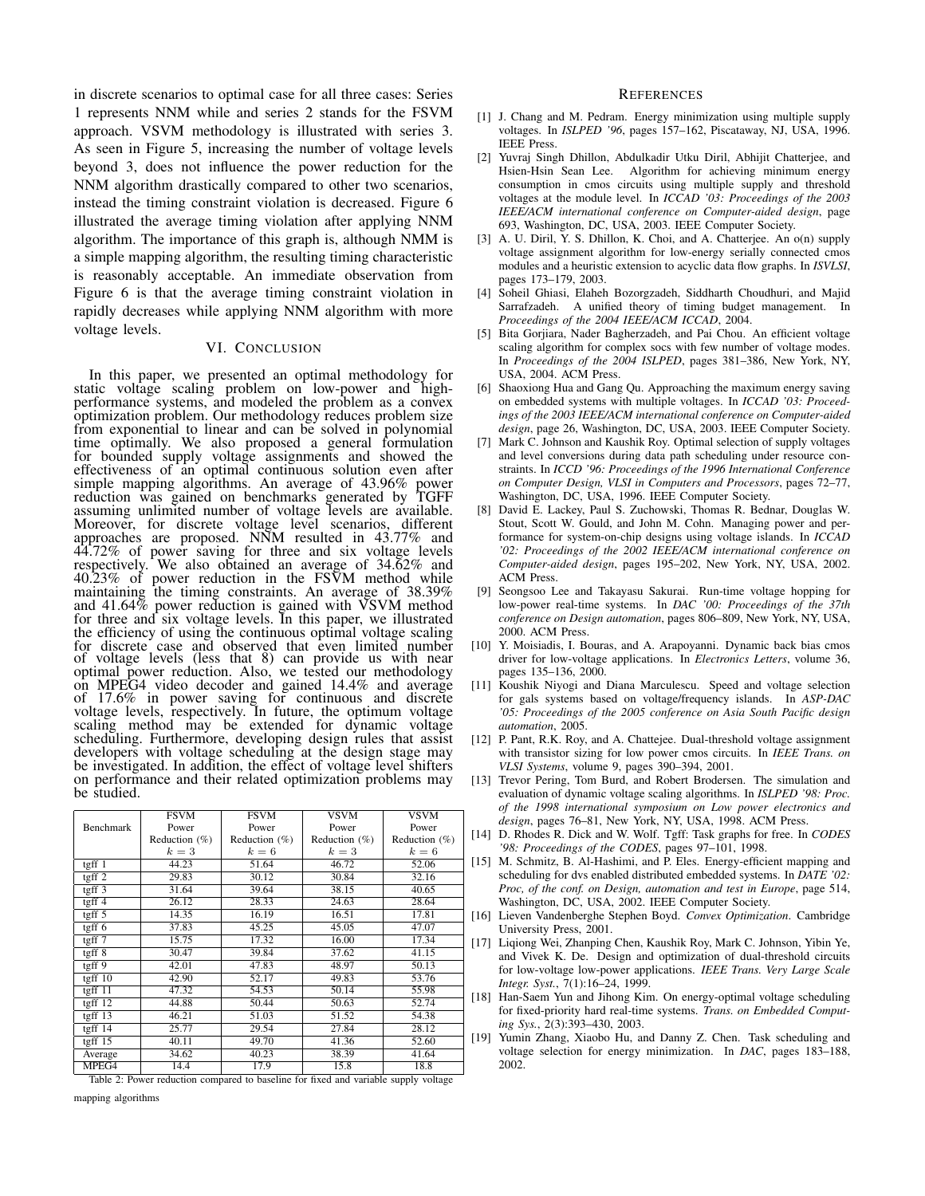in discrete scenarios to optimal case for all three cases: Series 1 represents NNM while and series 2 stands for the FSVM approach. VSVM methodology is illustrated with series 3. As seen in Figure 5, increasing the number of voltage levels beyond 3, does not influence the power reduction for the NNM algorithm drastically compared to other two scenarios, instead the timing constraint violation is decreased. Figure 6 illustrated the average timing violation after applying NNM algorithm. The importance of this graph is, although NMM is a simple mapping algorithm, the resulting timing characteristic is reasonably acceptable. An immediate observation from Figure 6 is that the average timing constraint violation in rapidly decreases while applying NNM algorithm with more voltage levels.

## VI. Conclusion

In this paper, we presented an optimal methodology for static voltage scaling problem on low-power and high-performance systems, and modeled the problem as a convex optimization problem. Our methodology reduces problem size from exponential to linear and can be solved in polynomial time optimally. We also proposed a general formulation for bounded supply voltage assignments and showed the effectiveness of an optimal continuous solution even after simple mapping algorithms. An average of 43.96% power reduction was gained on benchmarks generated by TGFF assuming unlimited number of voltage levels are available. Moreover, for discrete voltage level scenarios, different approaches are proposed. NNM resulted in 43.77% and 44.72% of power saving for three and six voltage levels respectively. We also obtained an average of 34.62% and 40.23% of power reduction in the FSVM method while maintaining the timing constraints. An average of 38.39% and 41.64% power reduction is gained with VSVM method for three and six voltage levels. In this paper, we illustrated the efficiency of using the continuous optimal voltage scaling for discrete case and observed that even limited number of voltage levels (less that 8) can provide us with near optimal power reduction. Also, we tested our methodology on MPEG4 video decoder and gained 14.4% and average of 17.6% in power saving for continuous and discrete voltage levels, respectively. In future, the optimum voltage scaling method may be extended for dynamic voltage scheduling. Furthermore, developing design rules that assist developers with voltage scheduling at the design stage may be investigated. In addition, the effect of voltage level shifters on performance and their related optimization problems may be studied.

| Benchmark | FSVM Power Reduction (%) $k = 3$ | FSVM Power Reduction (%) $k = 6$ | VSVM Power Reduction (%) $k = 3$ | VSVM Power Reduction (%) $k = 6$ |
|---|---|---|---|---|
| tgff 1 | 44.23 | 51.64 | 46.72 | 52.06 |
| tgff 2 | 29.83 | 30.12 | 30.84 | 32.16 |
| tgff 3 | 31.64 | 39.64 | 38.15 | 40.65 |
| tgff 4 | 26.12 | 28.33 | 24.63 | 28.64 |
| tgff 5 | 14.35 | 16.19 | 16.51 | 17.81 |
| tgff 6 | 37.83 | 45.25 | 45.05 | 47.07 |
| tgff 7 | 15.75 | 17.32 | 16.00 | 17.34 |
| tgff 8 | 30.47 | 39.84 | 37.62 | 41.15 |
| tgff 9 | 42.01 | 47.83 | 48.97 | 50.13 |
| tgff 10 | 42.90 | 52.17 | 49.83 | 53.76 |
| tgff 11 | 47.32 | 54.53 | 50.14 | 55.98 |
| tgff 12 | 44.88 | 50.44 | 50.63 | 52.74 |
| tgff 13 | 46.21 | 51.03 | 51.52 | 54.38 |
| tgff 14 | 25.77 | 29.54 | 27.84 | 28.12 |
| tgff 15 | 40.11 | 49.70 | 41.36 | 52.60 |
| Average | 34.62 | 40.23 | 38.39 | 41.64 |
| MPEG4 | 14.4 | 17.9 | 15.8 | 18.8 |

Table 2: Power reduction compared to baseline for fixed and variable supply voltage mapping algorithms

## References

[1] J. Chang and M. Pedram. Energy minimization using multiple supply voltages. In *ISLPED '96*, pages 157–162, Piscataway, NJ, USA, 1996. IEEE Press.

[2] Yuvraj Singh Dhillon, Abdulkadir Utku Diril, Abhijit Chatterjee, and Hsien-Hsin Sean Lee. Algorithm for achieving minimum energy consumption in cmos circuits using multiple supply and threshold voltages at the module level. In *ICCAD '03: Proceedings of the 2003 IEEE/ACM international conference on Computer-aided design*, page 693, Washington, DC, USA, 2003. IEEE Computer Society.

[3] A. U. Diril, Y. S. Dhillon, K. Choi, and A. Chatterjee. An o(n) supply voltage assignment algorithm for low-energy serially connected cmos modules and a heuristic extension to acyclic data flow graphs. In *ISVLSI*, pages 173–179, 2003.

[4] Soheil Ghiasi, Elaheh Bozorgzadeh, Siddharth Choudhuri, and Majid Sarrafzadeh. A unified theory of timing budget management. In *Proceedings of the 2004 IEEE/ACM ICCAD*, 2004.

[5] Bita Gorjiara, Nader Bagherzadeh, and Pai Chou. An efficient voltage scaling algorithm for complex socs with few number of voltage modes. In *Proceedings of the 2004 ISLPED*, pages 381–386, New York, NY, USA, 2004. ACM Press.

[6] Shaoxiong Hua and Gang Qu. Approaching the maximum energy saving on embedded systems with multiple voltages. In *ICCAD '03: Proceedings of the 2003 IEEE/ACM international conference on Computer-aided design*, page 26, Washington, DC, USA, 2003. IEEE Computer Society.

[7] Mark C. Johnson and Kaushik Roy. Optimal selection of supply voltages and level conversions during data path scheduling under resource constraints. In *ICCD '96: Proceedings of the 1996 International Conference on Computer Design, VLSI in Computers and Processors*, pages 72–77, Washington, DC, USA, 1996. IEEE Computer Society.

[8] David E. Lackey, Paul S. Zuchowski, Thomas R. Bednar, Douglas W. Stout, Scott W. Gould, and John M. Cohn. Managing power and performance for system-on-chip designs using voltage islands. In *ICCAD '02: Proceedings of the 2002 IEEE/ACM international conference on Computer-aided design*, pages 195–202, New York, NY, USA, 2002. ACM Press.

[9] Seongsoo Lee and Takayasu Sakurai. Run-time voltage hopping for low-power real-time systems. In *DAC '00: Proceedings of the 37th conference on Design automation*, pages 806–809, New York, NY, USA, 2000. ACM Press.

[10] Y. Moisiadis, I. Bouras, and A. Arapoyanni. Dynamic back bias cmos driver for low-voltage applications. In *Electronics Letters*, volume 36, pages 135–136, 2000.

[11] Koushik Niyogi and Diana Marculescu. Speed and voltage selection for gals systems based on voltage/frequency islands. In *ASP-DAC '05: Proceedings of the 2005 conference on Asia South Pacific design automation*, 2005.

[12] P. Pant, R.K. Roy, and A. Chattejee. Dual-threshold voltage assignment with transistor sizing for low power cmos circuits. In *IEEE Trans. on VLSI Systems*, volume 9, pages 390–394, 2001.

[13] Trevor Pering, Tom Burd, and Robert Brodersen. The simulation and evaluation of dynamic voltage scaling algorithms. In *ISLPED '98: Proc. of the 1998 international symposium on Low power electronics and design*, pages 76–81, New York, NY, USA, 1998. ACM Press.

[14] D. Rhodes R. Dick and W. Wolf. Tgff: Task graphs for free. In *CODES '98: Proceedings of the CODES*, pages 97–101, 1998.

[15] M. Schmitz, B. Al-Hashimi, and P. Eles. Energy-efficient mapping and scheduling for dvs enabled distributed embedded systems. In *DATE '02: Proc, of the conf. on Design, automation and test in Europe*, page 514, Washington, DC, USA, 2002. IEEE Computer Society.

[16] Lieven Vandenberghe Stephen Boyd. *Convex Optimization*. Cambridge University Press, 2001.

[17] Liqiong Wei, Zhanping Chen, Kaushik Roy, Mark C. Johnson, Yibin Ye, and Vivek K. De. Design and optimization of dual-threshold circuits for low-voltage low-power applications. *IEEE Trans. Very Large Scale Integr. Syst.*, 7(1):16–24, 1999.

[18] Han-Saem Yun and Jihong Kim. On energy-optimal voltage scheduling for fixed-priority hard real-time systems. *Trans. on Embedded Computing Sys.*, 2(3):393–430, 2003.

[19] Yumin Zhang, Xiaobo Hu, and Danny Z. Chen. Task scheduling and voltage selection for energy minimization. In *DAC*, pages 183–188, 2002.